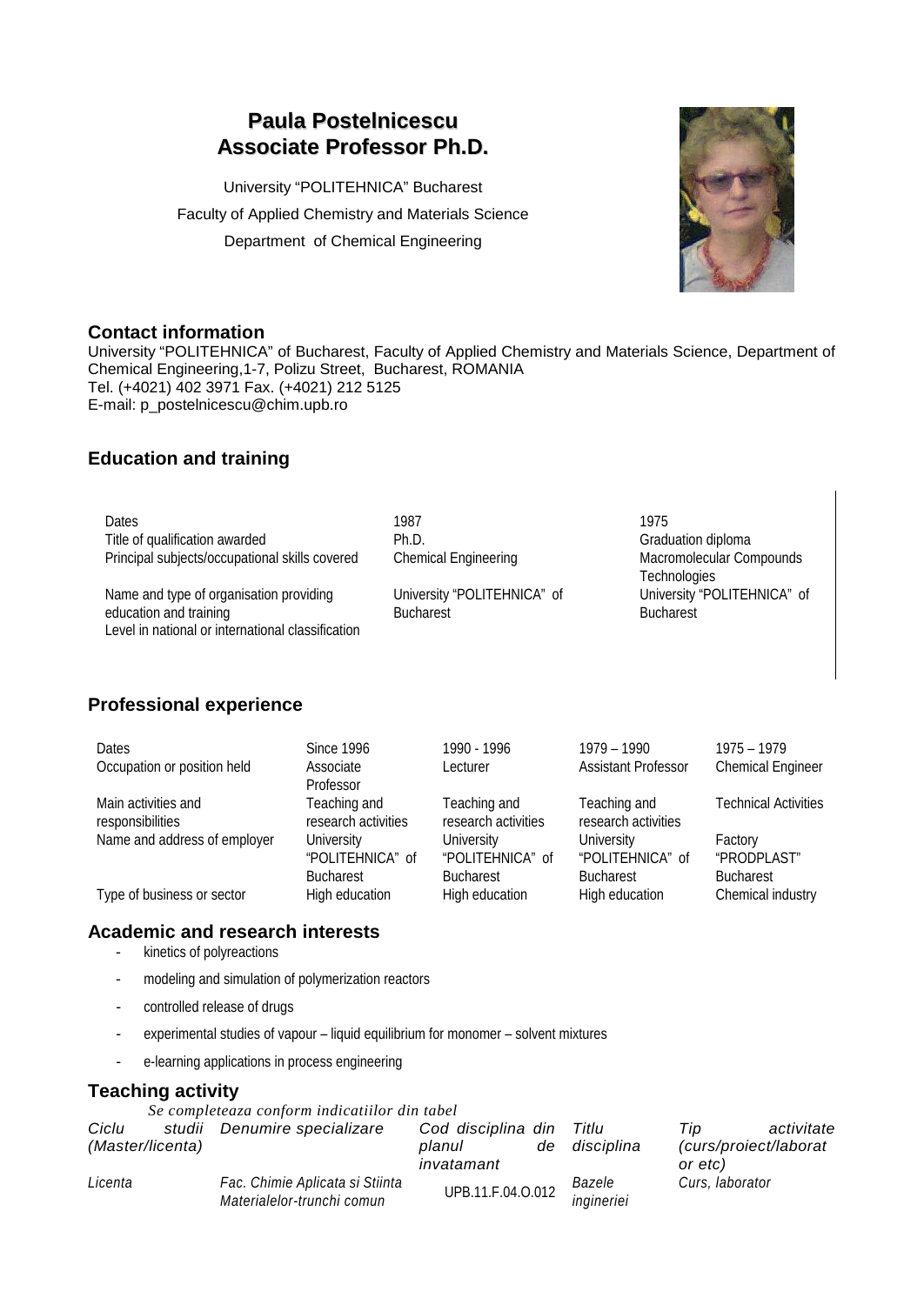# Paula Postelnicescu
# Associate Professor Ph.D.

University "POLITEHNICA" Bucharest
Faculty of Applied Chemistry and Materials Science
Department of Chemical Engineering

## Contact information

University "POLITEHNICA" of Bucharest, Faculty of Applied Chemistry and Materials Science, Department of Chemical Engineering,1-7, Polizu Street, Bucharest, ROMANIA
Tel. (+4021) 402 3971 Fax. (+4021) 212 5125
E-mail: p_postelnicescu@chim.upb.ro

## Education and training

| | | |
|---|---|---|
| Dates | 1987 | 1975 |
| Title of qualification awarded | Ph.D. | Graduation diploma |
| Principal subjects/occupational skills covered | Chemical Engineering | Macromolecular Compounds Technologies |
| Name and type of organisation providing education and training | University "POLITEHNICA" of Bucharest | University "POLITEHNICA" of Bucharest |
| Level in national or international classification | | |

## Professional experience

| | | | | |
|---|---|---|---|---|
| Dates | Since 1996 | 1990 - 1996 | 1979 – 1990 | 1975 – 1979 |
| Occupation or position held | Associate Professor | Lecturer | Assistant Professor | Chemical Engineer |
| Main activities and responsibilities | Teaching and research activities | Teaching and research activities | Teaching and research activities | Technical Activities |
| Name and address of employer | University "POLITEHNICA" of Bucharest | University "POLITEHNICA" of Bucharest | University "POLITEHNICA" of Bucharest | Factory "PRODPLAST" Bucharest |
| Type of business or sector | High education | High education | High education | Chemical industry |

## Academic and research interests

- kinetics of polyreactions
- modeling and simulation of polymerization reactors
- controlled release of drugs
- experimental studies of vapour – liquid equilibrium for monomer – solvent mixtures
- e-learning applications in process engineering

## Teaching activity

*Se completeaza conform indicatiilor din tabel*

| *Ciclu studii (Master/licenta)* | *Denumire specializare* | *Cod disciplina din planul de invatamant* | *Titlu disciplina* | *Tip activitate (curs/proiect/laborator etc)* |
|---|---|---|---|---|
| *Licenta* | *Fac. Chimie Aplicata si Stiinta Materialelor-trunchi comun* | UPB.11.F.04.O.012 | *Bazele ingineriei* | *Curs, laborator* |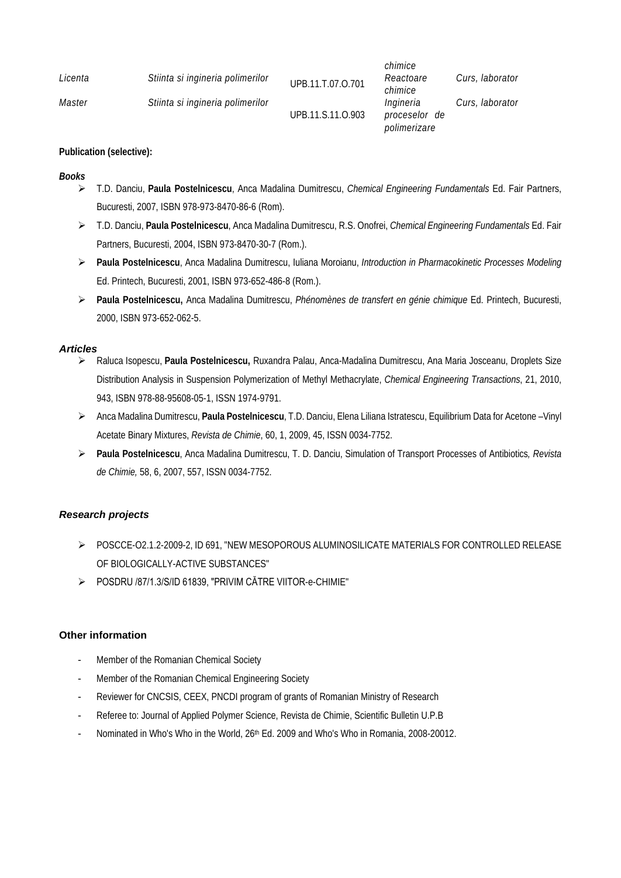| | | | | |
|---|---|---|---|---|
| *Licenta* | *Stiinta si ingineria polimerilor* | UPB.11.T.07.O.701 | *chimice Reactoare chimice* | *Curs, laborator* |
| *Master* | *Stiinta si ingineria polimerilor* | UPB.11.S.11.O.903 | *Ingineria proceselor de polimerizare* | *Curs, laborator* |

**Publication (selective):**

***Books***

- T.D. Danciu, **Paula Postelnicescu**, Anca Madalina Dumitrescu, *Chemical Engineering Fundamentals* Ed. Fair Partners, Bucuresti, 2007, ISBN 978-973-8470-86-6 (Rom).
- T.D. Danciu, **Paula Postelnicescu**, Anca Madalina Dumitrescu, R.S. Onofrei, *Chemical Engineering Fundamentals* Ed. Fair Partners, Bucuresti, 2004, ISBN 973-8470-30-7 (Rom.).
- **Paula Postelnicescu**, Anca Madalina Dumitrescu, Iuliana Moroianu, *Introduction in Pharmacokinetic Processes Modeling* Ed. Printech, Bucuresti, 2001, ISBN 973-652-486-8 (Rom.).
- **Paula Postelnicescu,** Anca Madalina Dumitrescu, *Phénomènes de transfert en génie chimique* Ed. Printech, Bucuresti, 2000, ISBN 973-652-062-5.

***Articles***

- Raluca Isopescu, **Paula Postelnicescu,** Ruxandra Palau, Anca-Madalina Dumitrescu, Ana Maria Josceanu, Droplets Size Distribution Analysis in Suspension Polymerization of Methyl Methacrylate, *Chemical Engineering Transactions*, 21, 2010, 943, ISBN 978-88-95608-05-1, ISSN 1974-9791.
- Anca Madalina Dumitrescu, **Paula Postelnicescu**, T.D. Danciu, Elena Liliana Istratescu, Equilibrium Data for Acetone –Vinyl Acetate Binary Mixtures, *Revista de Chimie*, 60, 1, 2009, 45, ISSN 0034-7752.
- **Paula Postelnicescu**, Anca Madalina Dumitrescu, T. D. Danciu, Simulation of Transport Processes of Antibiotics*, Revista de Chimie,* 58, 6, 2007, 557, ISSN 0034-7752.

***Research projects***

- POSCCE-O2.1.2-2009-2, ID 691, "NEW MESOPOROUS ALUMINOSILICATE MATERIALS FOR CONTROLLED RELEASE OF BIOLOGICALLY-ACTIVE SUBSTANCES"
- POSDRU /87/1.3/S/ID 61839, "PRIVIM CĂTRE VIITOR-e-CHIMIE"

**Other information**

- Member of the Romanian Chemical Society
- Member of the Romanian Chemical Engineering Society
- Reviewer for CNCSIS, CEEX, PNCDI program of grants of Romanian Ministry of Research
- Referee to: Journal of Applied Polymer Science, Revista de Chimie, Scientific Bulletin U.P.B
- Nominated in Who's Who in the World, 26th Ed. 2009 and Who's Who in Romania, 2008-20012.